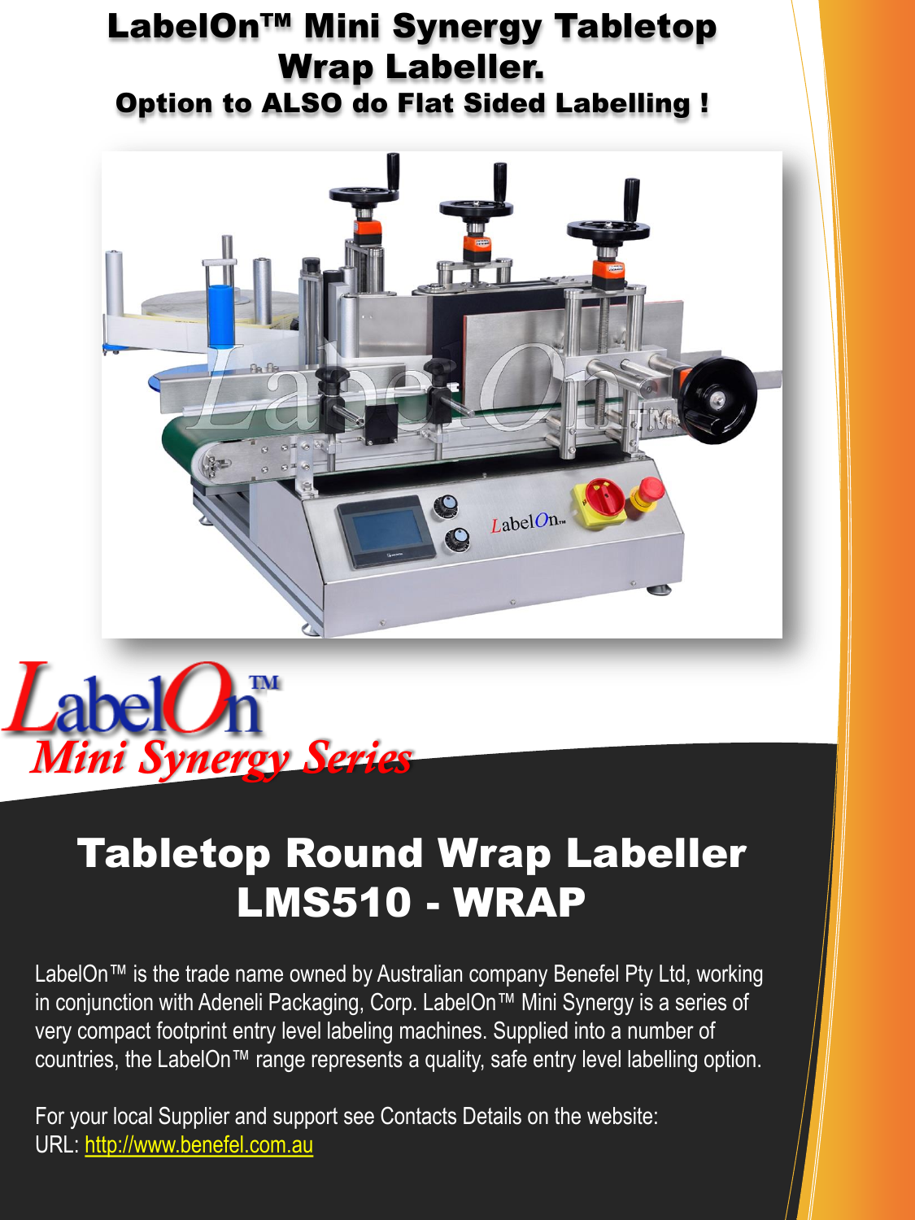# LabelOn™ Mini Synergy Tabletop Wrap Labeller.

### Option to ALSO do Flat Sided Labelling !

LabelOn™
*Mini Synergy Series*

## Tabletop Round Wrap Labeller LMS510 - WRAP

LabelOn™ is the trade name owned by Australian company Benefel Pty Ltd, working in conjunction with Adeneli Packaging, Corp. LabelOn™ Mini Synergy is a series of very compact footprint entry level labeling machines. Supplied into a number of countries, the LabelOn™ range represents a quality, safe entry level labelling option.

For your local Supplier and support see Contacts Details on the website:
URL: [http://www.benefel.com.au](http://www.benefel.com.au)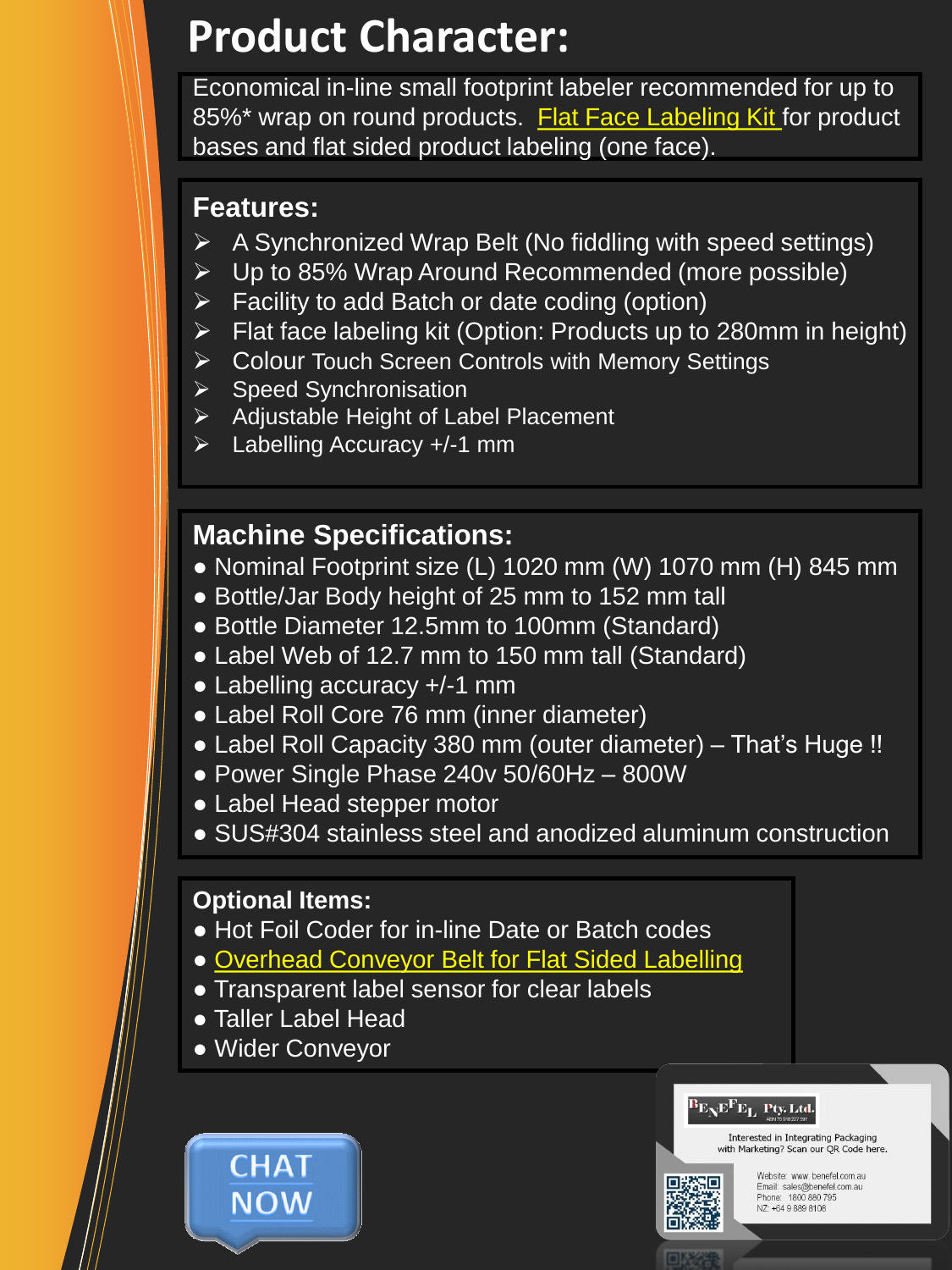# Product Character:

Economical in-line small footprint labeler recommended for up to 85%* wrap on round products. Flat Face Labeling Kit for product bases and flat sided product labeling (one face).

## Features:

- A Synchronized Wrap Belt (No fiddling with speed settings)
- Up to 85% Wrap Around Recommended (more possible)
- Facility to add Batch or date coding (option)
- Flat face labeling kit (Option: Products up to 280mm in height)
- Colour Touch Screen Controls with Memory Settings
- Speed Synchronisation
- Adjustable Height of Label Placement
- Labelling Accuracy +/-1 mm

## Machine Specifications:

- Nominal Footprint size (L) 1020 mm (W) 1070 mm (H) 845 mm
- Bottle/Jar Body height of 25 mm to 152 mm tall
- Bottle Diameter 12.5mm to 100mm (Standard)
- Label Web of 12.7 mm to 150 mm tall (Standard)
- Labelling accuracy +/-1 mm
- Label Roll Core 76 mm (inner diameter)
- Label Roll Capacity 380 mm (outer diameter) – That's Huge !!
- Power Single Phase 240v 50/60Hz – 800W
- Label Head stepper motor
- SUS#304 stainless steel and anodized aluminum construction

## Optional Items:

- Hot Foil Coder for in-line Date or Batch codes
- Overhead Conveyor Belt for Flat Sided Labelling
- Transparent label sensor for clear labels
- Taller Label Head
- Wider Conveyor

CHAT NOW

BENEFEL Pty. Ltd.

Interested in Integrating Packaging with Marketing? Scan our QR Code here.

Website: www.benefel.com.au
Email: sales@benefel.com.au
Phone: 1800 880 795
NZ: +64 9 889 8106